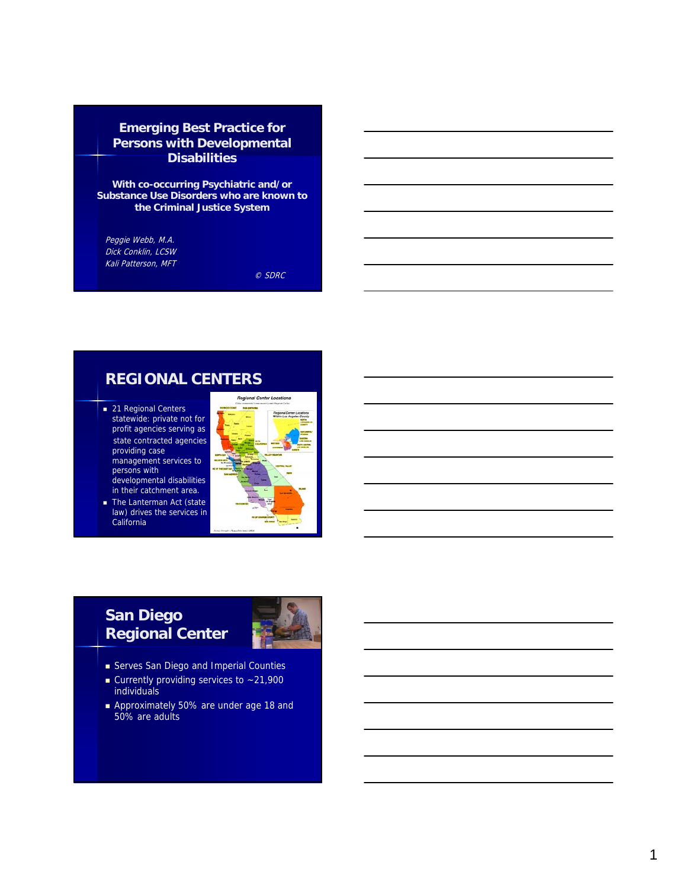# Emerging Best Practice for Persons with Developmental Disabilities

**With co-occurring Psychiatric and/or Substance Use Disorders who are known to the Criminal Justice System**

*Peggie Webb, M.A.*
*Dick Conklin, LCSW*
*Kali Patterson, MFT*

*© SDRC*

## REGIONAL CENTERS

- 21 Regional Centers statewide: private not for profit agencies serving as state contracted agencies providing case management services to persons with developmental disabilities in their catchment area.
- The Lanterman Act (state law) drives the services in California

## San Diego Regional Center

- Serves San Diego and Imperial Counties
- Currently providing services to ~21,900 individuals
- Approximately 50% are under age 18 and 50% are adults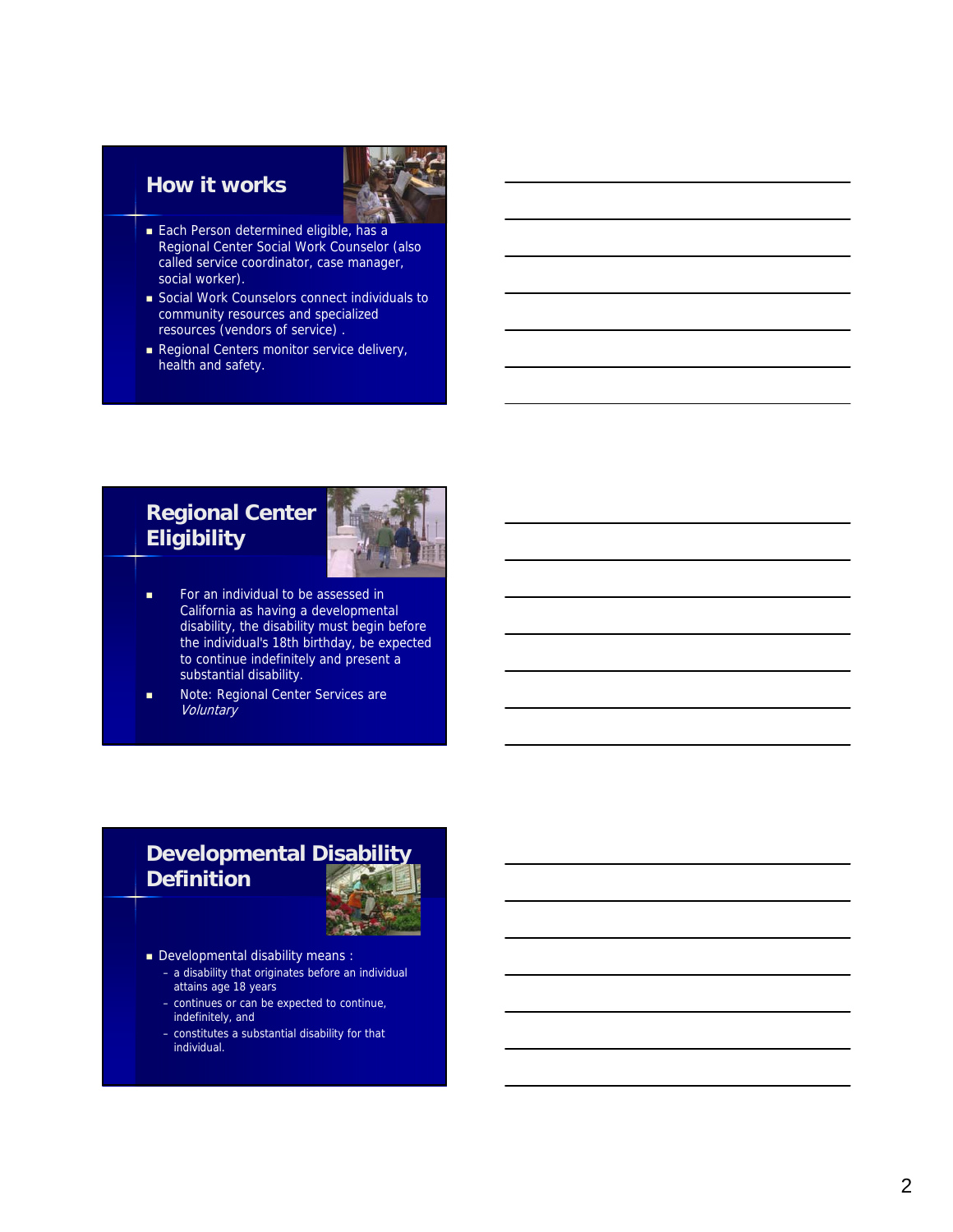## How it works

- Each Person determined eligible, has a Regional Center Social Work Counselor (also called service coordinator, case manager, social worker).
- Social Work Counselors connect individuals to community resources and specialized resources (vendors of service) .
- Regional Centers monitor service delivery, health and safety.

## Regional Center Eligibility

- For an individual to be assessed in California as having a developmental disability, the disability must begin before the individual's 18th birthday, be expected to continue indefinitely and present a substantial disability.
- Note: Regional Center Services are *Voluntary*

## Developmental Disability Definition

- Developmental disability means :
  - a disability that originates before an individual attains age 18 years
  - continues or can be expected to continue, indefinitely, and
  - constitutes a substantial disability for that individual.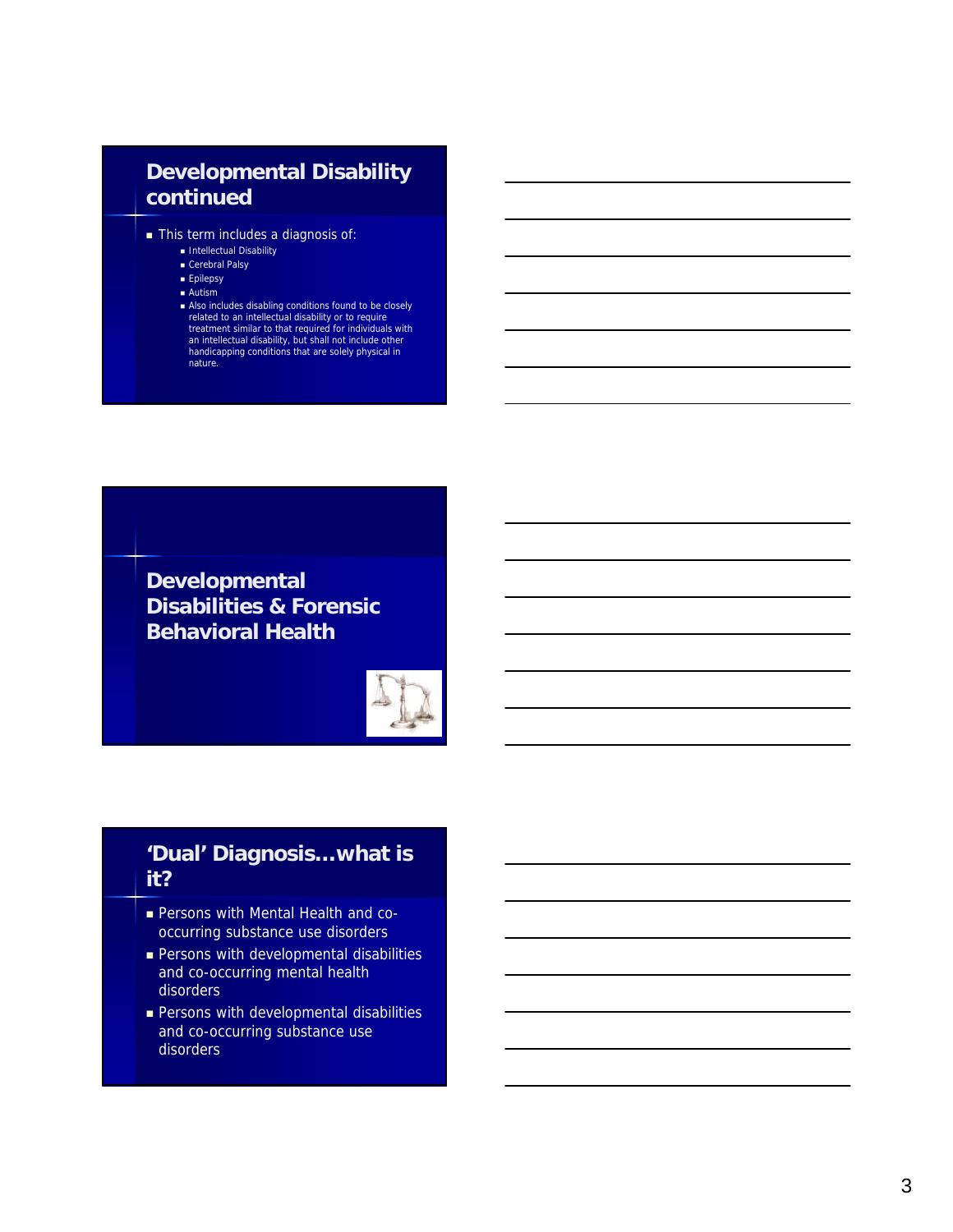## Developmental Disability continued

- This term includes a diagnosis of:
  - Intellectual Disability
  - Cerebral Palsy
  - Epilepsy
  - Autism
  - Also includes disabling conditions found to be closely related to an intellectual disability or to require treatment similar to that required for individuals with an intellectual disability, but shall not include other handicapping conditions that are solely physical in nature.

## Developmental Disabilities & Forensic Behavioral Health

## 'Dual' Diagnosis…what is it?

- Persons with Mental Health and co-occurring substance use disorders
- Persons with developmental disabilities and co-occurring mental health disorders
- Persons with developmental disabilities and co-occurring substance use disorders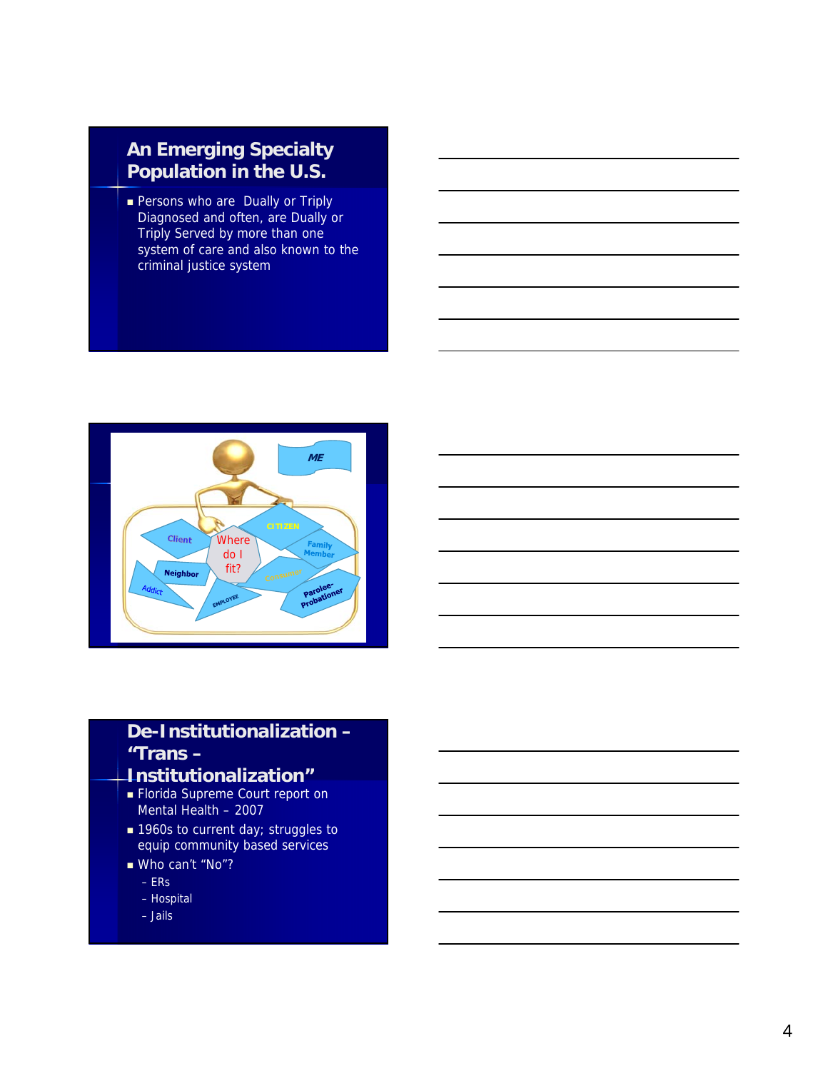## An Emerging Specialty Population in the U.S.

- Persons who are Dually or Triply Diagnosed and often, are Dually or Triply Served by more than one system of care and also known to the criminal justice system

ME

Client | Where do I fit? | CITIZEN | Family Member | Neighbor | Addict | EMPLOYEE | Consumer | Parolee-Probationer

## De-Institutionalization – "Trans – Institutionalization"

- Florida Supreme Court report on Mental Health – 2007
- 1960s to current day; struggles to equip community based services
- Who can't "No"?
  - ERs
  - Hospital
  - Jails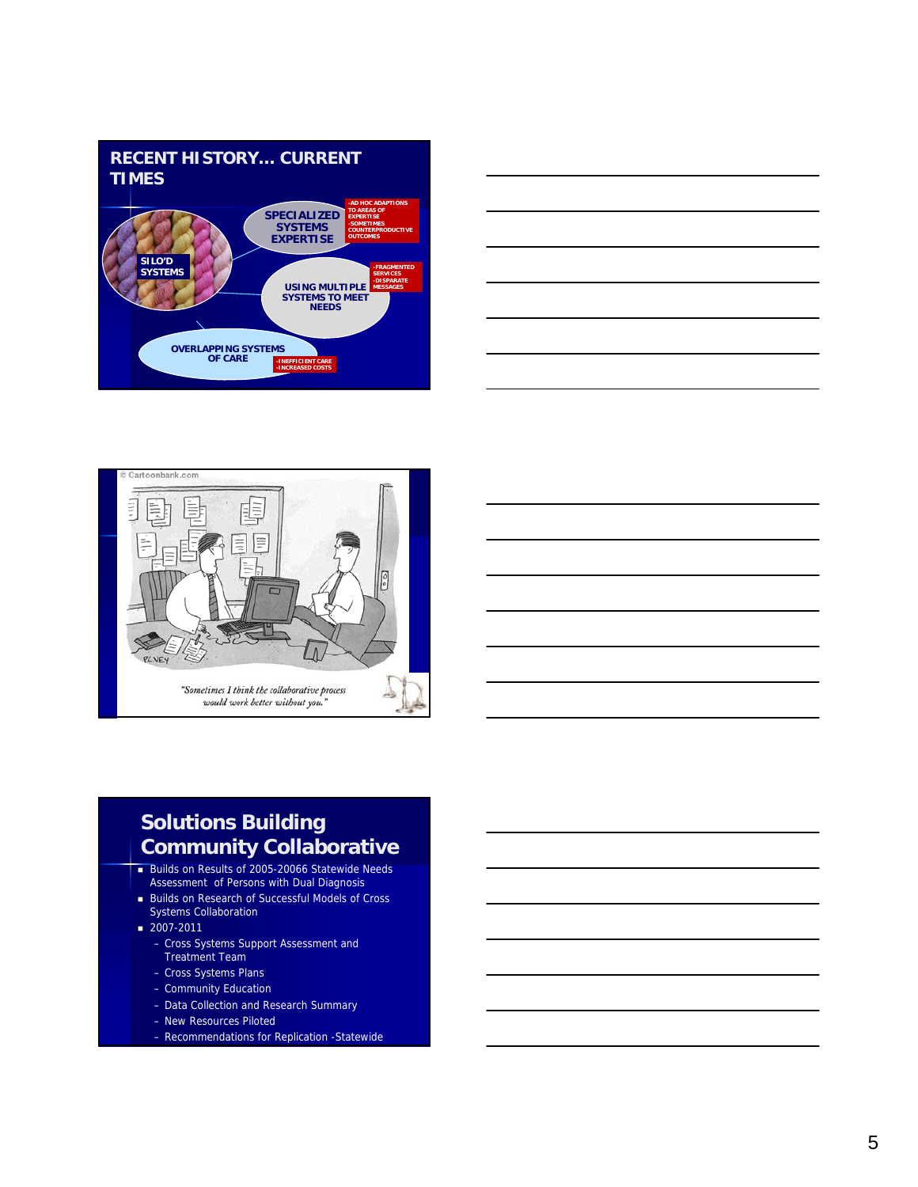## RECENT HISTORY… CURRENT TIMES

- SILO'D SYSTEMS
- SPECIALIZED SYSTEMS EXPERTISE
  - AD HOC ADAPTIONS TO AREAS OF EXPERTISE
  - SOMETIMES COUNTERPRODUCTIVE OUTCOMES
- USING MULTIPLE SYSTEMS TO MEET NEEDS
  - FRAGMENTED SERVICES
  - DISPARATE MESSAGES
- OVERLAPPING SYSTEMS OF CARE
  - INEFFICIENT CARE
  - INCREASED COSTS

© Cartoonbank.com

"Sometimes I think the collaborative process would work better without you."

## Solutions Building Community Collaborative

- Builds on Results of 2005-20066 Statewide Needs Assessment of Persons with Dual Diagnosis
- Builds on Research of Successful Models of Cross Systems Collaboration
- 2007-2011
  - Cross Systems Support Assessment and Treatment Team
  - Cross Systems Plans
  - Community Education
  - Data Collection and Research Summary
  - New Resources Piloted
  - Recommendations for Replication -Statewide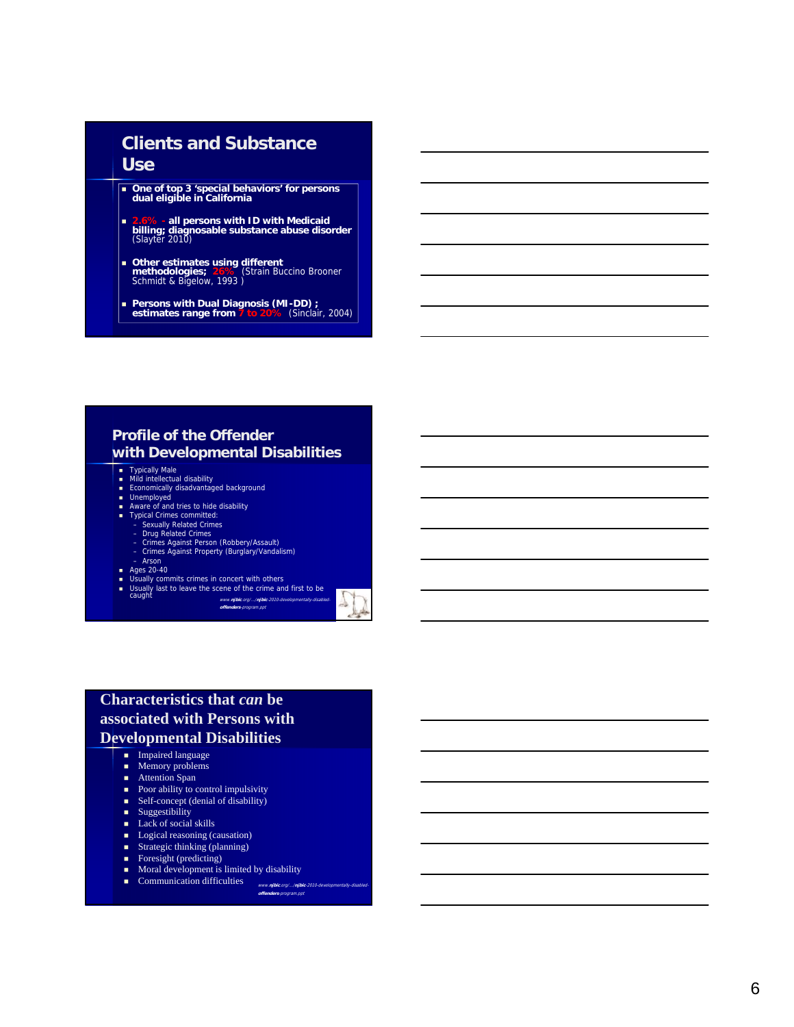## Clients and Substance Use

- **One of top 3 'special behaviors' for persons dual eligible in California**
- **2.6% - all persons with ID with Medicaid billing; diagnosable substance abuse disorder** (Slayter 2010)
- **Other estimates using different methodologies; 26%** (Strain Buccino Brooner Schmidt & Bigelow, 1993 )
- **Persons with Dual Diagnosis (MI-DD) ; estimates range from 7 to 20%** (Sinclair, 2004)

## Profile of the Offender with Developmental Disabilities

- Typically Male
- Mild intellectual disability
- Economically disadvantaged background
- Unemployed
- Aware of and tries to hide disability
- Typical Crimes committed:
  - Sexually Related Crimes
  - Drug Related Crimes
  - Crimes Against Person (Robbery/Assault)
  - Crimes Against Property (Burglary/Vandalism)
  - Arson
- Ages 20-40
- Usually commits crimes in concert with others
- Usually last to leave the scene of the crime and first to be caught

www.njbic.org/.../njbic-2010-developmentally-disabled-offenders-program.ppt

## Characteristics that *can* be associated with Persons with Developmental Disabilities

- Impaired language
- Memory problems
- Attention Span
- Poor ability to control impulsivity
- Self-concept (denial of disability)
- Suggestibility
- Lack of social skills
- Logical reasoning (causation)
- Strategic thinking (planning)
- Foresight (predicting)
- Moral development is limited by disability
- Communication difficulties

www.njbic.org/.../njbic-2010-developmentally-disabled-offenders-program.ppt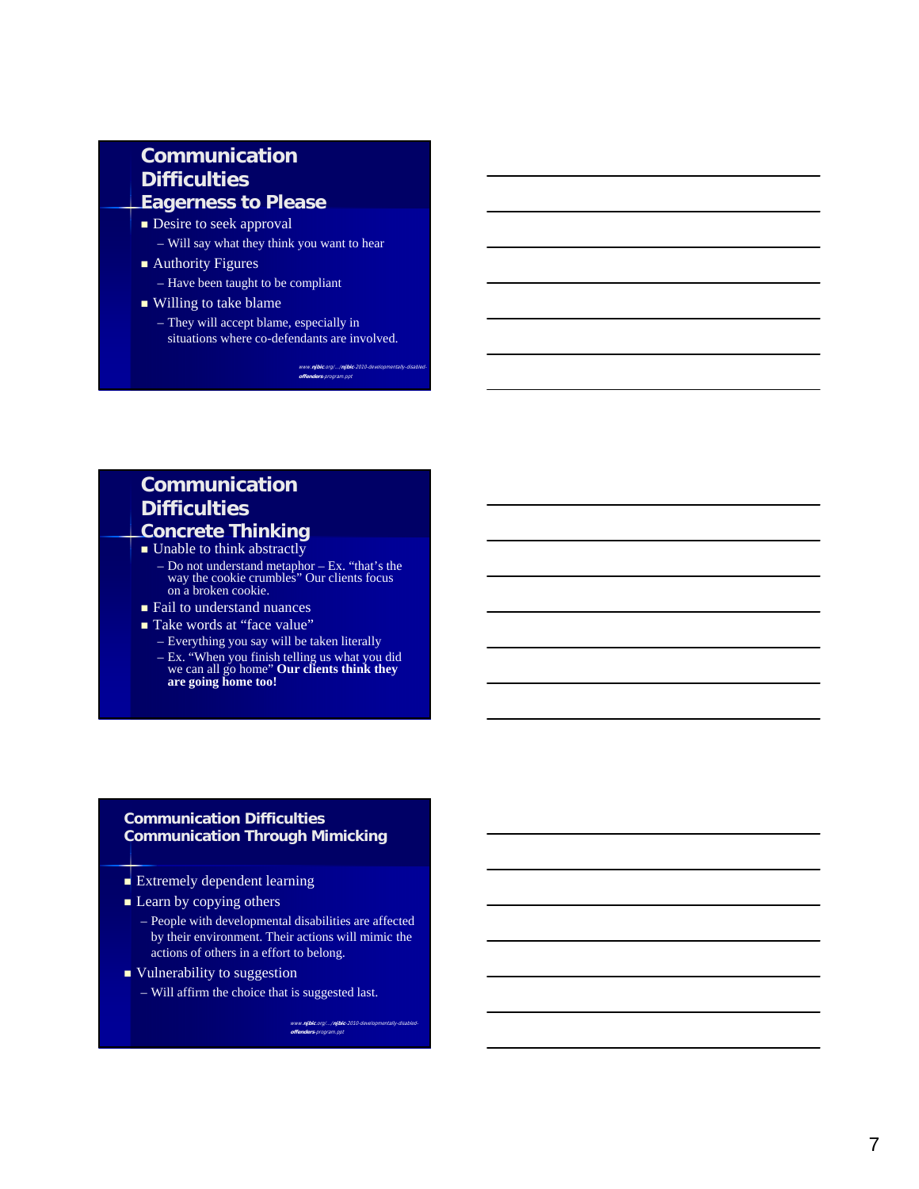## Communication Difficulties
### Eagerness to Please

- Desire to seek approval
  - Will say what they think you want to hear
- Authority Figures
  - Have been taught to be compliant
- Willing to take blame
  - They will accept blame, especially in situations where co-defendants are involved.

www.njbic.org/.../njbic-2010-developmentally-disabled-offenders-program.ppt

## Communication Difficulties
### Concrete Thinking

- Unable to think abstractly
  - Do not understand metaphor – Ex. "that's the way the cookie crumbles" Our clients focus on a broken cookie.
- Fail to understand nuances
- Take words at "face value"
  - Everything you say will be taken literally
  - Ex. "When you finish telling us what you did we can all go home" **Our clients think they are going home too!**

## Communication Difficulties
### Communication Through Mimicking

- Extremely dependent learning
- Learn by copying others
  - People with developmental disabilities are affected by their environment. Their actions will mimic the actions of others in a effort to belong.
- Vulnerability to suggestion
  - Will affirm the choice that is suggested last.

www.njbic.org/.../njbic-2010-developmentally-disabled-offenders-program.ppt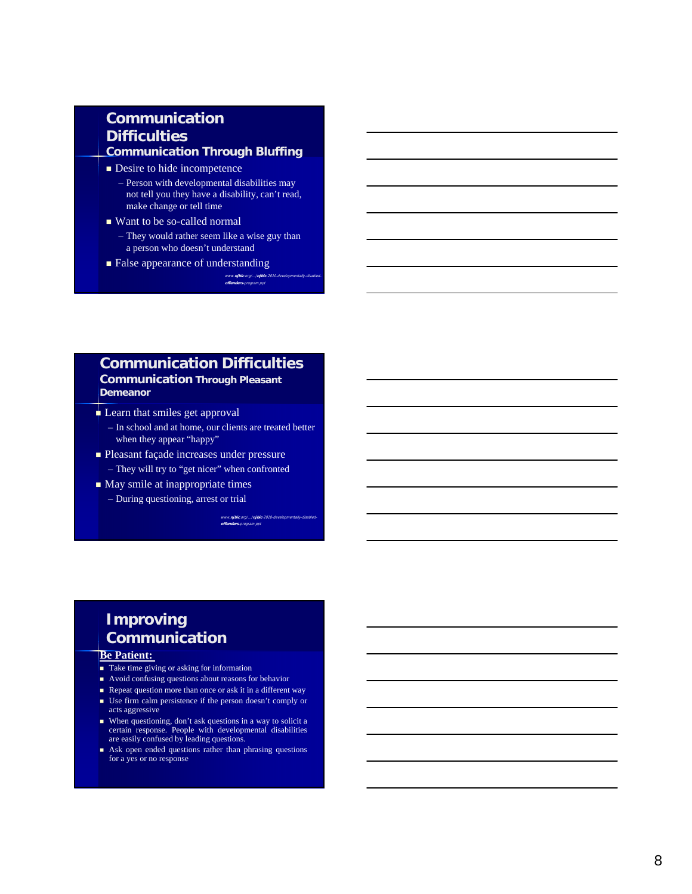## Communication Difficulties

### Communication Through Bluffing

- Desire to hide incompetence
  - Person with developmental disabilities may not tell you they have a disability, can't read, make change or tell time
- Want to be so-called normal
  - They would rather seem like a wise guy than a person who doesn't understand
- False appearance of understanding

*www.njbic.org/.../njbic-2010-developmentally-disabled-offenders-program.ppt*

## Communication Difficulties

### Communication Through Pleasant Demeanor

- Learn that smiles get approval
  - In school and at home, our clients are treated better when they appear "happy"
- Pleasant façade increases under pressure
  - They will try to "get nicer" when confronted
- May smile at inappropriate times
  - During questioning, arrest or trial

*www.njbic.org/.../njbic-2010-developmentally-disabled-offenders-program.ppt*

## Improving Communication

**Be Patient:**

- Take time giving or asking for information
- Avoid confusing questions about reasons for behavior
- Repeat question more than once or ask it in a different way
- Use firm calm persistence if the person doesn't comply or acts aggressive
- When questioning, don't ask questions in a way to solicit a certain response. People with developmental disabilities are easily confused by leading questions.
- Ask open ended questions rather than phrasing questions for a yes or no response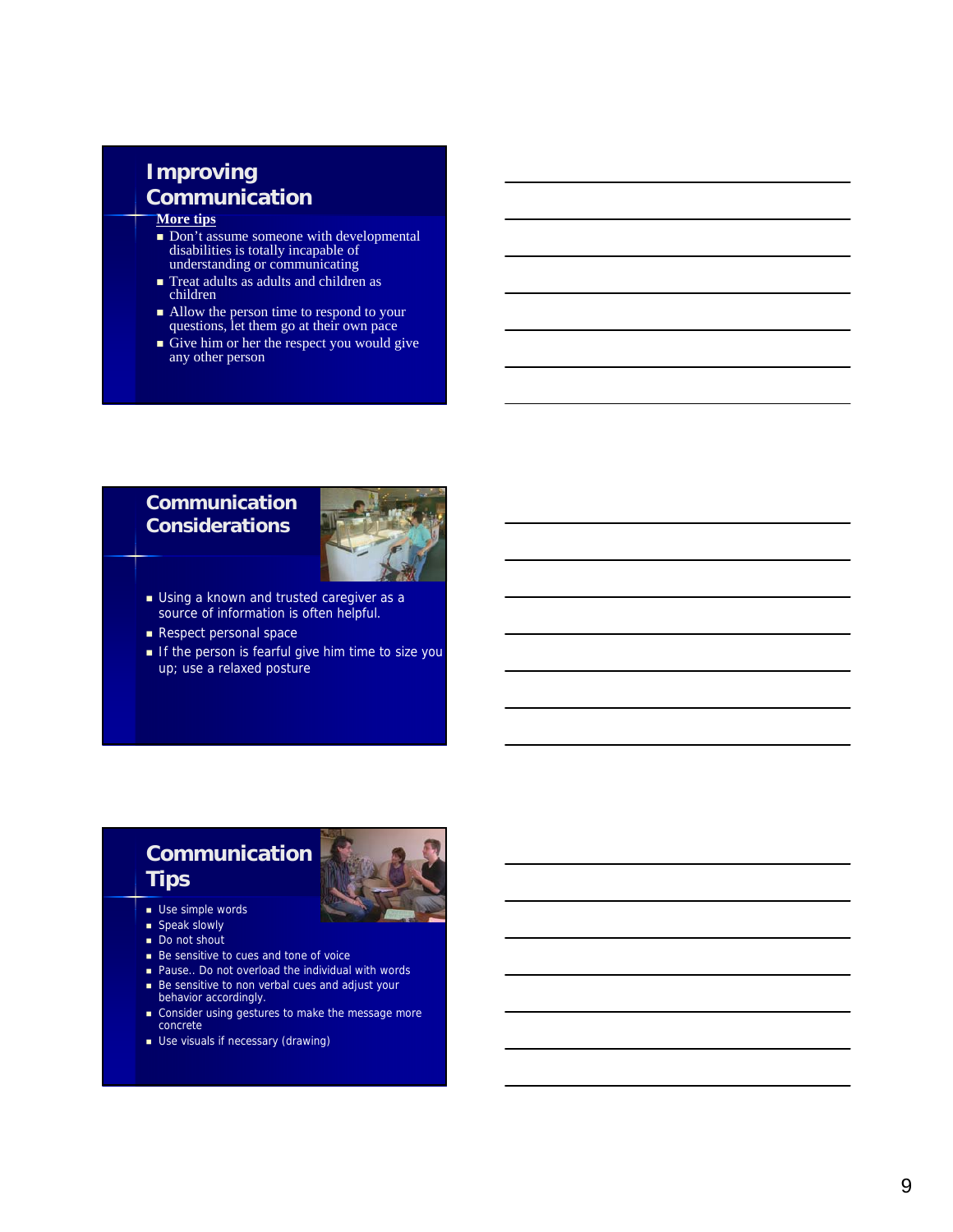## Improving Communication

**More tips**

- Don't assume someone with developmental disabilities is totally incapable of understanding or communicating
- Treat adults as adults and children as children
- Allow the person time to respond to your questions, let them go at their own pace
- Give him or her the respect you would give any other person

## Communication Considerations

- Using a known and trusted caregiver as a source of information is often helpful.
- Respect personal space
- If the person is fearful give him time to size you up; use a relaxed posture

## Communication Tips

- Use simple words
- Speak slowly
- Do not shout
- Be sensitive to cues and tone of voice
- Pause.. Do not overload the individual with words
- Be sensitive to non verbal cues and adjust your behavior accordingly.
- Consider using gestures to make the message more concrete
- Use visuals if necessary (drawing)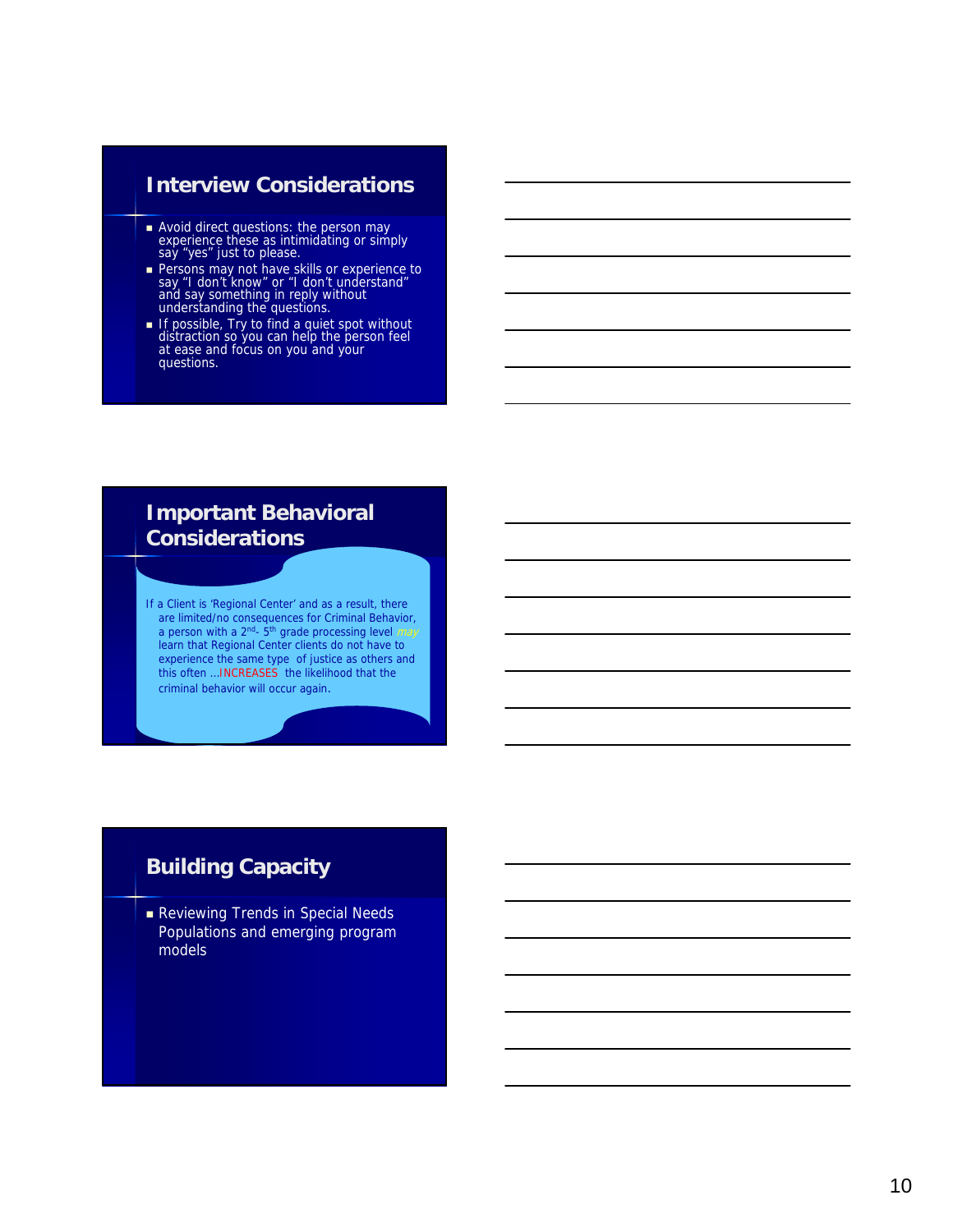## Interview Considerations

- Avoid direct questions: the person may experience these as intimidating or simply say "yes" just to please.
- Persons may not have skills or experience to say "I don't know" or "I don't understand" and say something in reply without understanding the questions.
- If possible, Try to find a quiet spot without distraction so you can help the person feel at ease and focus on you and your questions.

## Important Behavioral Considerations

If a Client is 'Regional Center' and as a result, there are limited/no consequences for Criminal Behavior, a person with a 2nd- 5th grade processing level *may* learn that Regional Center clients do not have to experience the same type of justice as others and this often …INCREASES the likelihood that the criminal behavior will occur again.

## Building Capacity

- Reviewing Trends in Special Needs Populations and emerging program models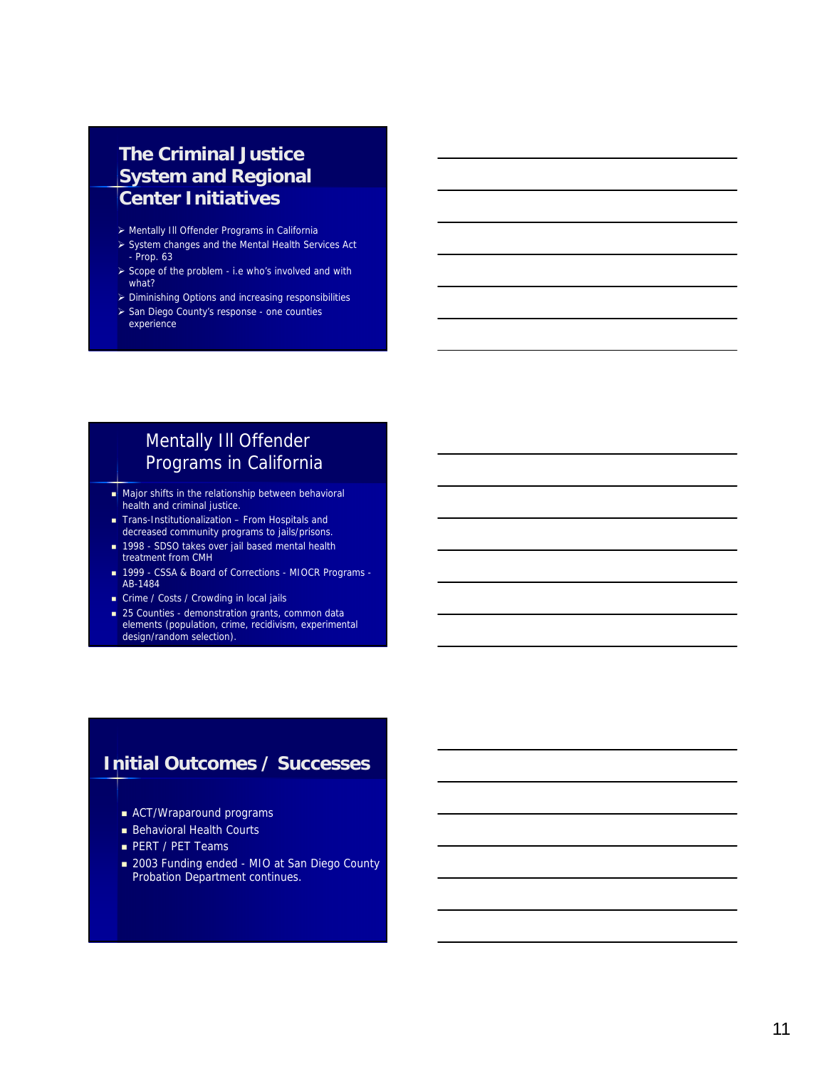## The Criminal Justice System and Regional Center Initiatives

- Mentally Ill Offender Programs in California
- System changes and the Mental Health Services Act - Prop. 63
- Scope of the problem - i.e who's involved and with what?
- Diminishing Options and increasing responsibilities
- San Diego County's response - one counties experience

## Mentally Ill Offender Programs in California

- Major shifts in the relationship between behavioral health and criminal justice.
- Trans-Institutionalization – From Hospitals and decreased community programs to jails/prisons.
- 1998 - SDSO takes over jail based mental health treatment from CMH
- 1999 - CSSA & Board of Corrections - MIOCR Programs - AB-1484
- Crime / Costs / Crowding in local jails
- 25 Counties - demonstration grants, common data elements (population, crime, recidivism, experimental design/random selection).

## Initial Outcomes / Successes

- ACT/Wraparound programs
- Behavioral Health Courts
- PERT / PET Teams
- 2003 Funding ended - MIO at San Diego County Probation Department continues.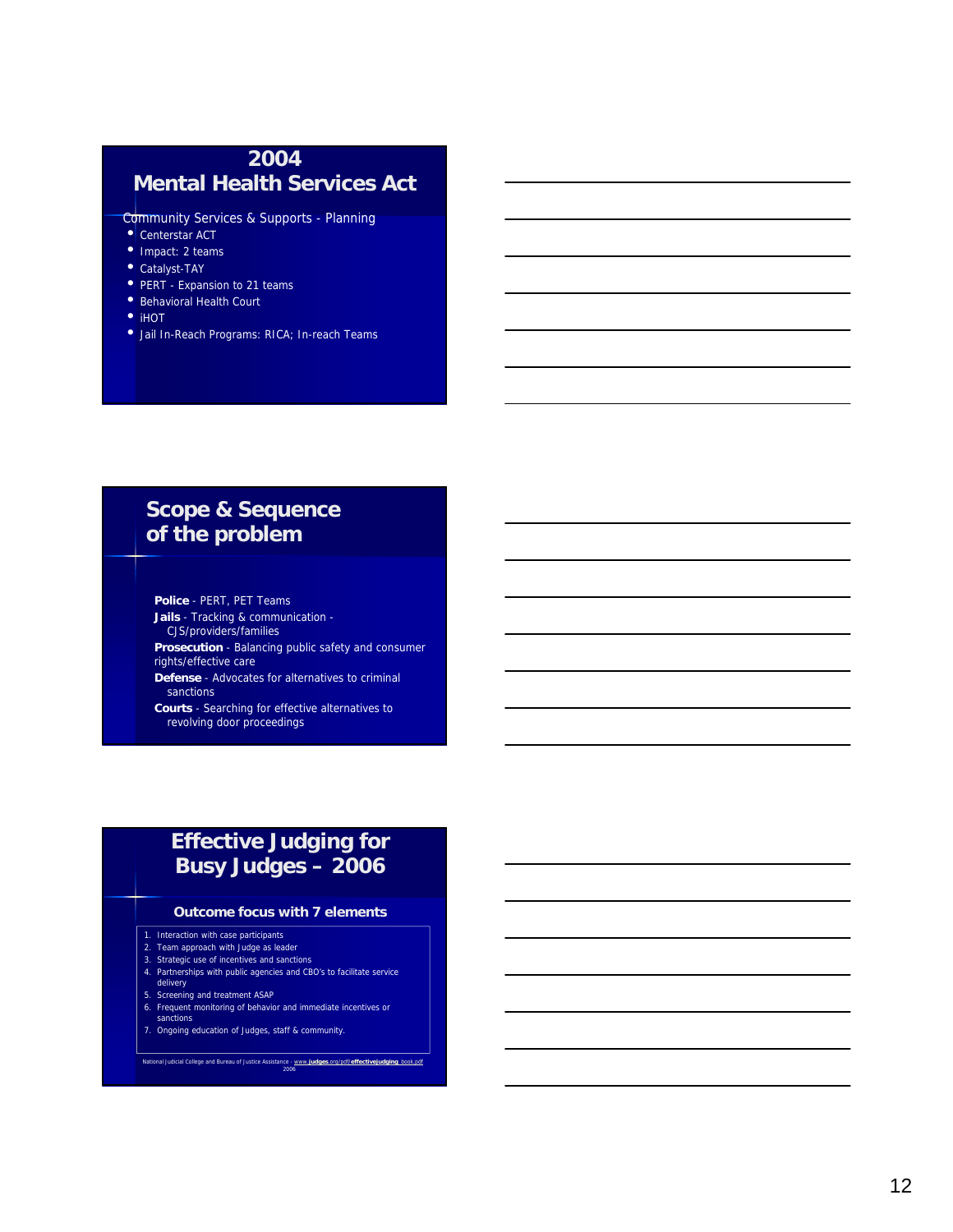## 2004 Mental Health Services Act

Community Services & Supports - Planning

- Centerstar ACT
- Impact: 2 teams
- Catalyst-TAY
- PERT - Expansion to 21 teams
- Behavioral Health Court
- iHOT
- Jail In-Reach Programs: RICA; In-reach Teams

## Scope & Sequence of the problem

**Police** - PERT, PET Teams

**Jails** - Tracking & communication - CJS/providers/families

**Prosecution** - Balancing public safety and consumer rights/effective care

**Defense** - Advocates for alternatives to criminal sanctions

**Courts** - Searching for effective alternatives to revolving door proceedings

## Effective Judging for Busy Judges – 2006

### Outcome focus with 7 elements

1. Interaction with case participants
2. Team approach with Judge as leader
3. Strategic use of incentives and sanctions
4. Partnerships with public agencies and CBO's to facilitate service delivery
5. Screening and treatment ASAP
6. Frequent monitoring of behavior and immediate incentives or sanctions
7. Ongoing education of Judges, staff & community.

National Judicial College and Bureau of Justice Assistance - www.judges.org/pdf/effectivejudging_book.pdf 2006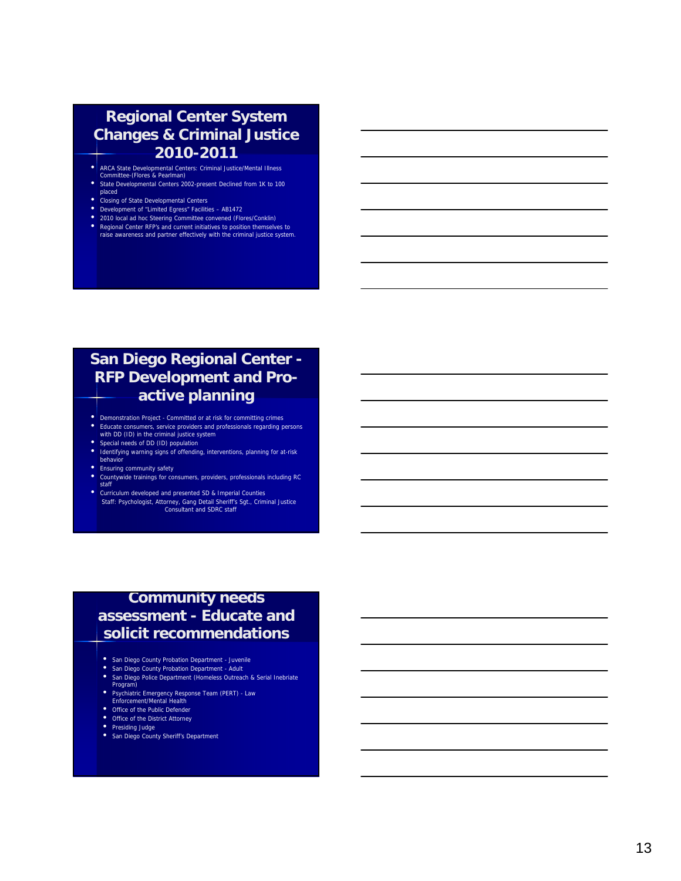## Regional Center System Changes & Criminal Justice 2010-2011

- ARCA State Developmental Centers: Criminal Justice/Mental Illness Committee-(Flores & Pearlman)
- State Developmental Centers 2002-present Declined from 1K to 100 placed
- Closing of State Developmental Centers
- Development of "Limited Egress" Facilities – AB1472
- 2010 local ad hoc Steering Committee convened (Flores/Conklin)
- Regional Center RFP's and current initiatives to position themselves to raise awareness and partner effectively with the criminal justice system.

## San Diego Regional Center - RFP Development and Pro-active planning

- Demonstration Project - Committed or at risk for committing crimes
- Educate consumers, service providers and professionals regarding persons with DD (ID) in the criminal justice system
- Special needs of DD (ID) population
- Identifying warning signs of offending, interventions, planning for at-risk behavior
- Ensuring community safety
- Countywide trainings for consumers, providers, professionals including RC staff
- Curriculum developed and presented SD & Imperial Counties

Staff: Psychologist, Attorney, Gang Detail Sheriff's Sgt., Criminal Justice Consultant and SDRC staff

## Community needs assessment - Educate and solicit recommendations

- San Diego County Probation Department - Juvenile
- San Diego County Probation Department - Adult
- San Diego Police Department (Homeless Outreach & Serial Inebriate Program)
- Psychiatric Emergency Response Team (PERT) - Law Enforcement/Mental Health
- Office of the Public Defender
- Office of the District Attorney
- Presiding Judge
- San Diego County Sheriff's Department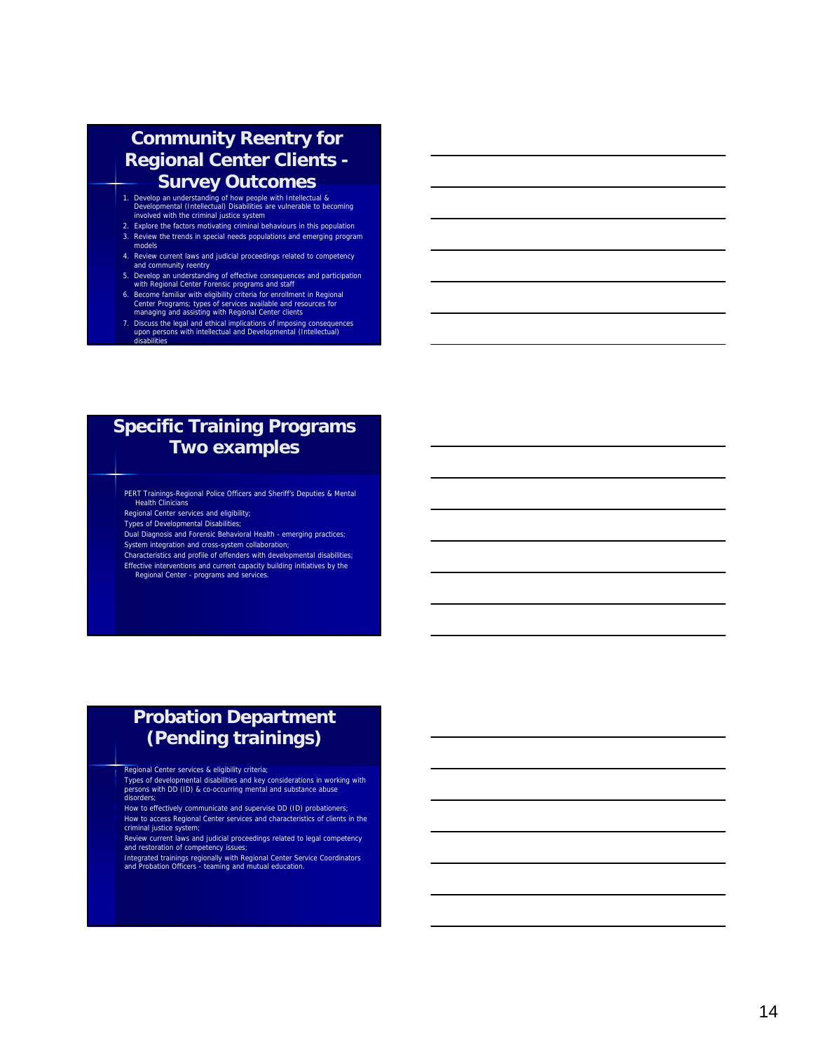## Community Reentry for Regional Center Clients - Survey Outcomes

1. Develop an understanding of how people with Intellectual & Developmental (Intellectual) Disabilities are vulnerable to becoming involved with the criminal justice system
2. Explore the factors motivating criminal behaviours in this population
3. Review the trends in special needs populations and emerging program models
4. Review current laws and judicial proceedings related to competency and community reentry
5. Develop an understanding of effective consequences and participation with Regional Center Forensic programs and staff
6. Become familiar with eligibility criteria for enrollment in Regional Center Programs; types of services available and resources for managing and assisting with Regional Center clients
7. Discuss the legal and ethical implications of imposing consequences upon persons with intellectual and Developmental (Intellectual) disabilities

## Specific Training Programs Two examples

PERT Trainings-Regional Police Officers and Sheriff's Deputies & Mental Health Clinicians
Regional Center services and eligibility;
Types of Developmental Disabilities;
Dual Diagnosis and Forensic Behavioral Health - emerging practices;
System integration and cross-system collaboration;
Characteristics and profile of offenders with developmental disabilities;
Effective interventions and current capacity building initiatives by the Regional Center - programs and services.

## Probation Department (Pending trainings)

- Regional Center services & eligibility criteria;
- Types of developmental disabilities and key considerations in working with persons with DD (ID) & co-occurring mental and substance abuse disorders;
- How to effectively communicate and supervise DD (ID) probationers;
- How to access Regional Center services and characteristics of clients in the criminal justice system;
- Review current laws and judicial proceedings related to legal competency and restoration of competency issues;
- Integrated trainings regionally with Regional Center Service Coordinators and Probation Officers - teaming and mutual education.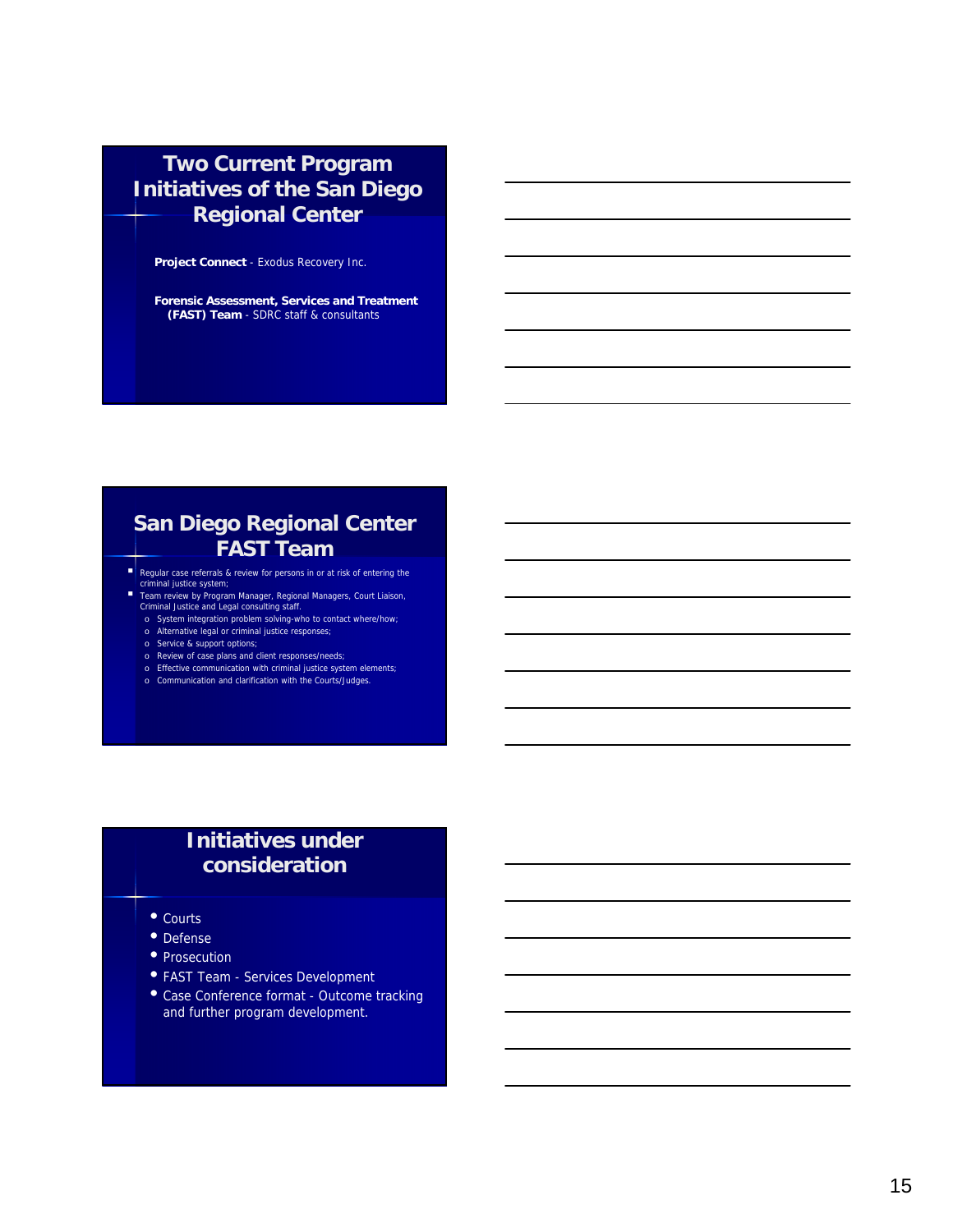## Two Current Program Initiatives of the San Diego Regional Center

**Project Connect** - Exodus Recovery Inc.

**Forensic Assessment, Services and Treatment (FAST) Team** - SDRC staff & consultants

## San Diego Regional Center FAST Team

- Regular case referrals & review for persons in or at risk of entering the criminal justice system;
- Team review by Program Manager, Regional Managers, Court Liaison, Criminal Justice and Legal consulting staff.
  - System integration problem solving-who to contact where/how;
  - Alternative legal or criminal justice responses;
  - Service & support options;
  - Review of case plans and client responses/needs;
  - Effective communication with criminal justice system elements;
  - Communication and clarification with the Courts/Judges.

## Initiatives under consideration

- Courts
- Defense
- Prosecution
- FAST Team - Services Development
- Case Conference format - Outcome tracking and further program development.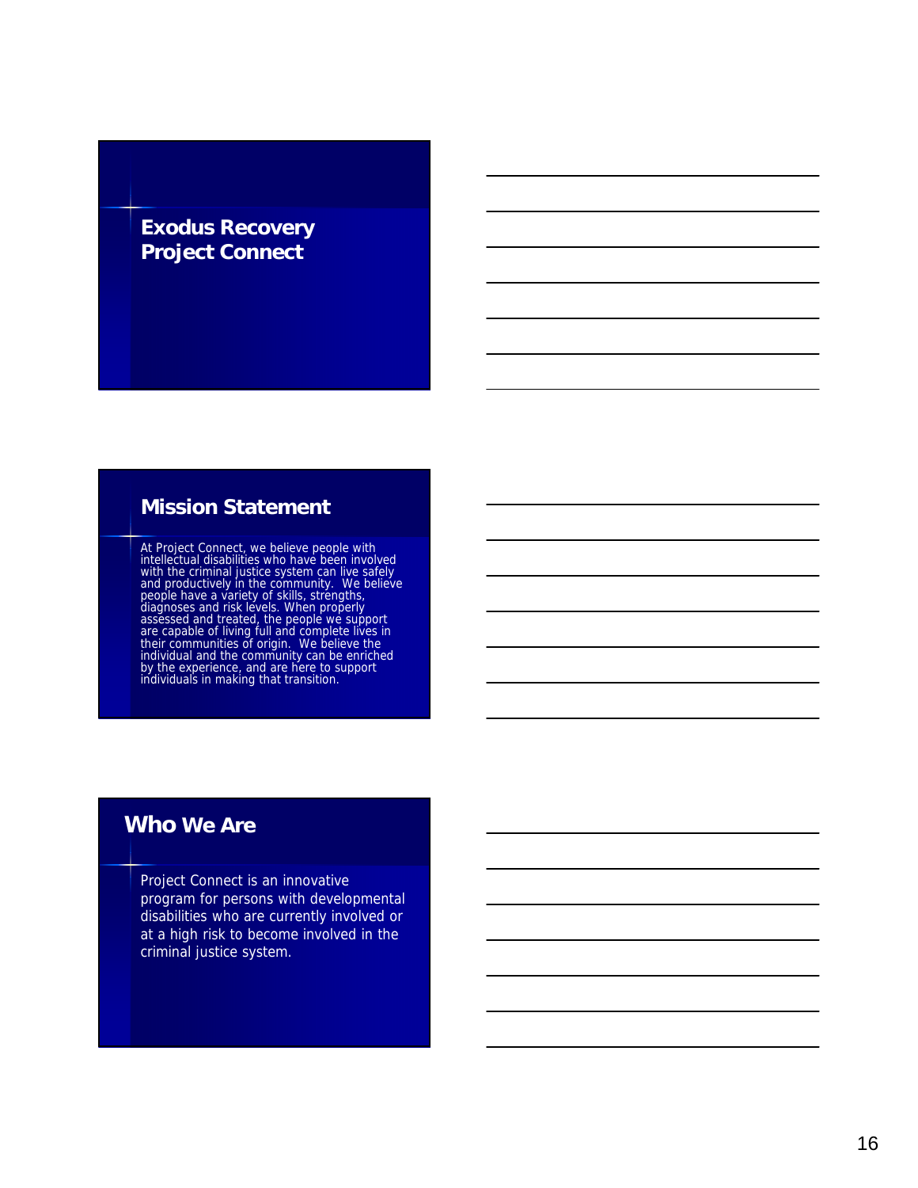## Exodus Recovery Project Connect

## Mission Statement

At Project Connect, we believe people with intellectual disabilities who have been involved with the criminal justice system can live safely and productively in the community. We believe people have a variety of skills, strengths, diagnoses and risk levels. When properly assessed and treated, the people we support are capable of living full and complete lives in their communities of origin. We believe the individual and the community can be enriched by the experience, and are here to support individuals in making that transition.

## Who We Are

Project Connect is an innovative program for persons with developmental disabilities who are currently involved or at a high risk to become involved in the criminal justice system.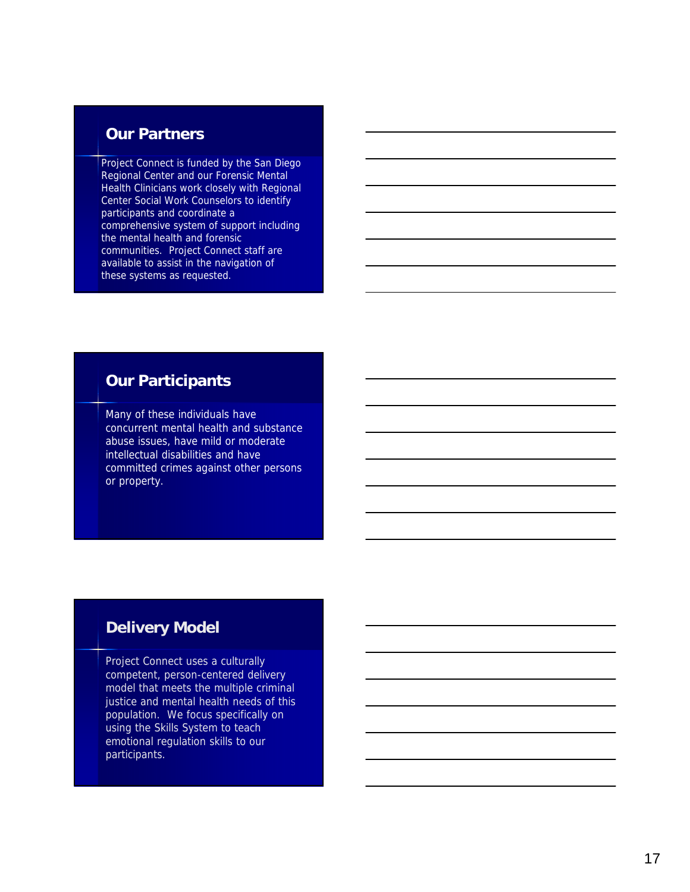## Our Partners

Project Connect is funded by the San Diego Regional Center and our Forensic Mental Health Clinicians work closely with Regional Center Social Work Counselors to identify participants and coordinate a comprehensive system of support including the mental health and forensic communities. Project Connect staff are available to assist in the navigation of these systems as requested.

## Our Participants

Many of these individuals have concurrent mental health and substance abuse issues, have mild or moderate intellectual disabilities and have committed crimes against other persons or property.

## Delivery Model

Project Connect uses a culturally competent, person-centered delivery model that meets the multiple criminal justice and mental health needs of this population. We focus specifically on using the Skills System to teach emotional regulation skills to our participants.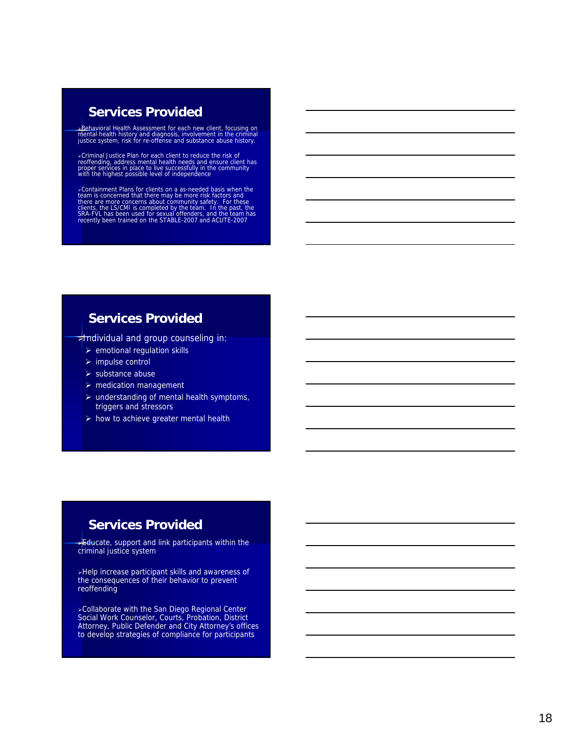## Services Provided

- Behavioral Health Assessment for each new client, focusing on mental health history and diagnosis, involvement in the criminal justice system, risk for re-offense and substance abuse history.
- Criminal Justice Plan for each client to reduce the risk of reoffending, address mental health needs and ensure client has proper services in place to live successfully in the community with the highest possible level of independence
- Containment Plans for clients on a as-needed basis when the team is concerned that there may be more risk factors and there are more concerns about community safety. For these clients, the LS/CMI is completed by the team. In the past, the SRA-FVL has been used for sexual offenders, and the team has recently been trained on the STABLE-2007 and ACUTE-2007

## Services Provided

- Individual and group counseling in:
  - emotional regulation skills
  - impulse control
  - substance abuse
  - medication management
  - understanding of mental health symptoms, triggers and stressors
  - how to achieve greater mental health

## Services Provided

- Educate, support and link participants within the criminal justice system
- Help increase participant skills and awareness of the consequences of their behavior to prevent reoffending
- Collaborate with the San Diego Regional Center Social Work Counselor, Courts, Probation, District Attorney, Public Defender and City Attorney's offices to develop strategies of compliance for participants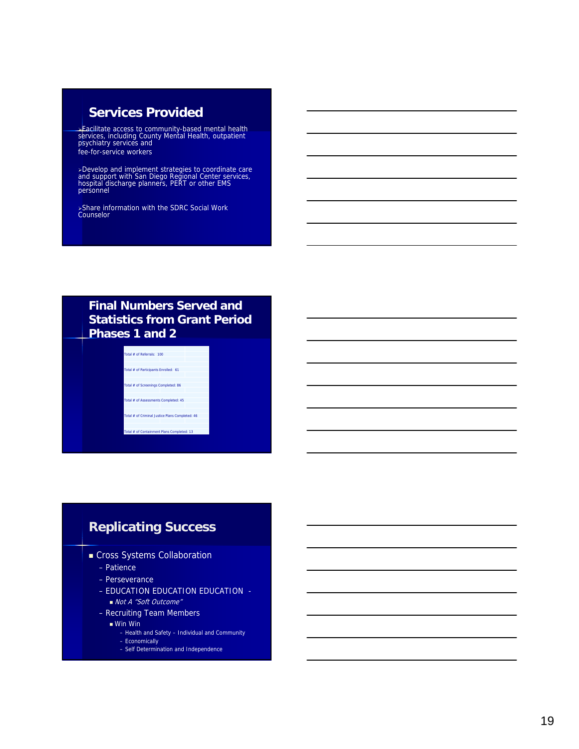## Services Provided

- Facilitate access to community-based mental health services, including County Mental Health, outpatient psychiatry services and fee-for-service workers
- Develop and implement strategies to coordinate care and support with San Diego Regional Center services, hospital discharge planners, PERT or other EMS personnel
- Share information with the SDRC Social Work Counselor

## Final Numbers Served and Statistics from Grant Period Phases 1 and 2

| |
|---|
| Total # of Referrals: 100 |
| Total # of Participants Enrolled: 61 |
| Total # of Screenings Completed: 86 |
| Total # of Assessments Completed: 45 |
| Total # of Criminal Justice Plans Completed: 46 |
| Total # of Containment Plans Completed: 13 |

## Replicating Success

- Cross Systems Collaboration
  - Patience
  - Perseverance
  - EDUCATION EDUCATION EDUCATION -
    - *Not A "Soft Outcome"*
  - Recruiting Team Members
    - Win Win
      - Health and Safety – Individual and Community
      - Economically
      - Self Determination and Independence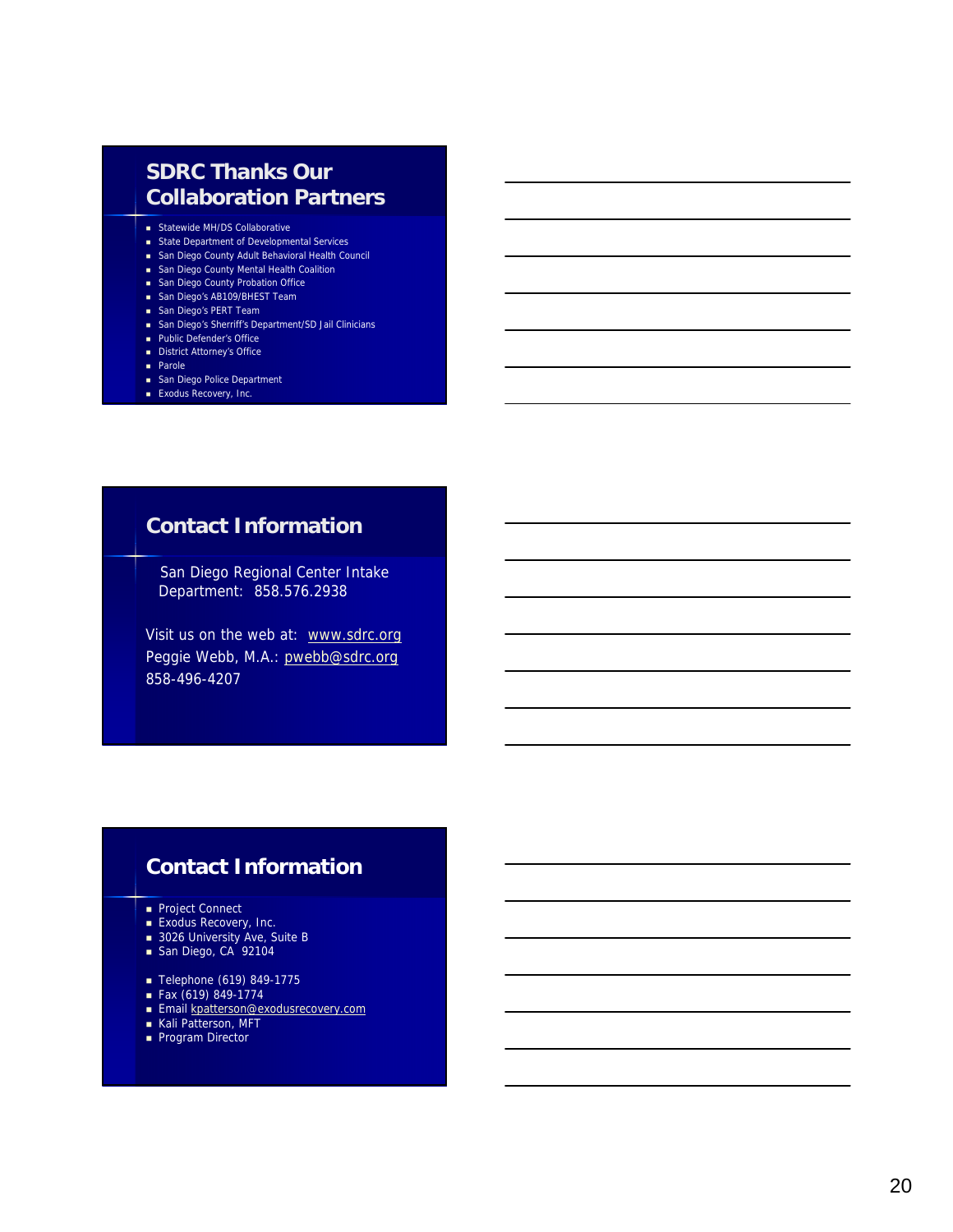## SDRC Thanks Our Collaboration Partners

- Statewide MH/DS Collaborative
- State Department of Developmental Services
- San Diego County Adult Behavioral Health Council
- San Diego County Mental Health Coalition
- San Diego County Probation Office
- San Diego's AB109/BHEST Team
- San Diego's PERT Team
- San Diego's Sherriff's Department/SD Jail Clinicians
- Public Defender's Office
- District Attorney's Office
- Parole
- San Diego Police Department
- Exodus Recovery, Inc.

## Contact Information

San Diego Regional Center Intake Department: 858.576.2938

Visit us on the web at: www.sdrc.org
Peggie Webb, M.A.: pwebb@sdrc.org
858-496-4207

## Contact Information

- Project Connect
- Exodus Recovery, Inc.
- 3026 University Ave, Suite B
- San Diego, CA 92104

- Telephone (619) 849-1775
- Fax (619) 849-1774
- Email kpatterson@exodusrecovery.com
- Kali Patterson, MFT
- Program Director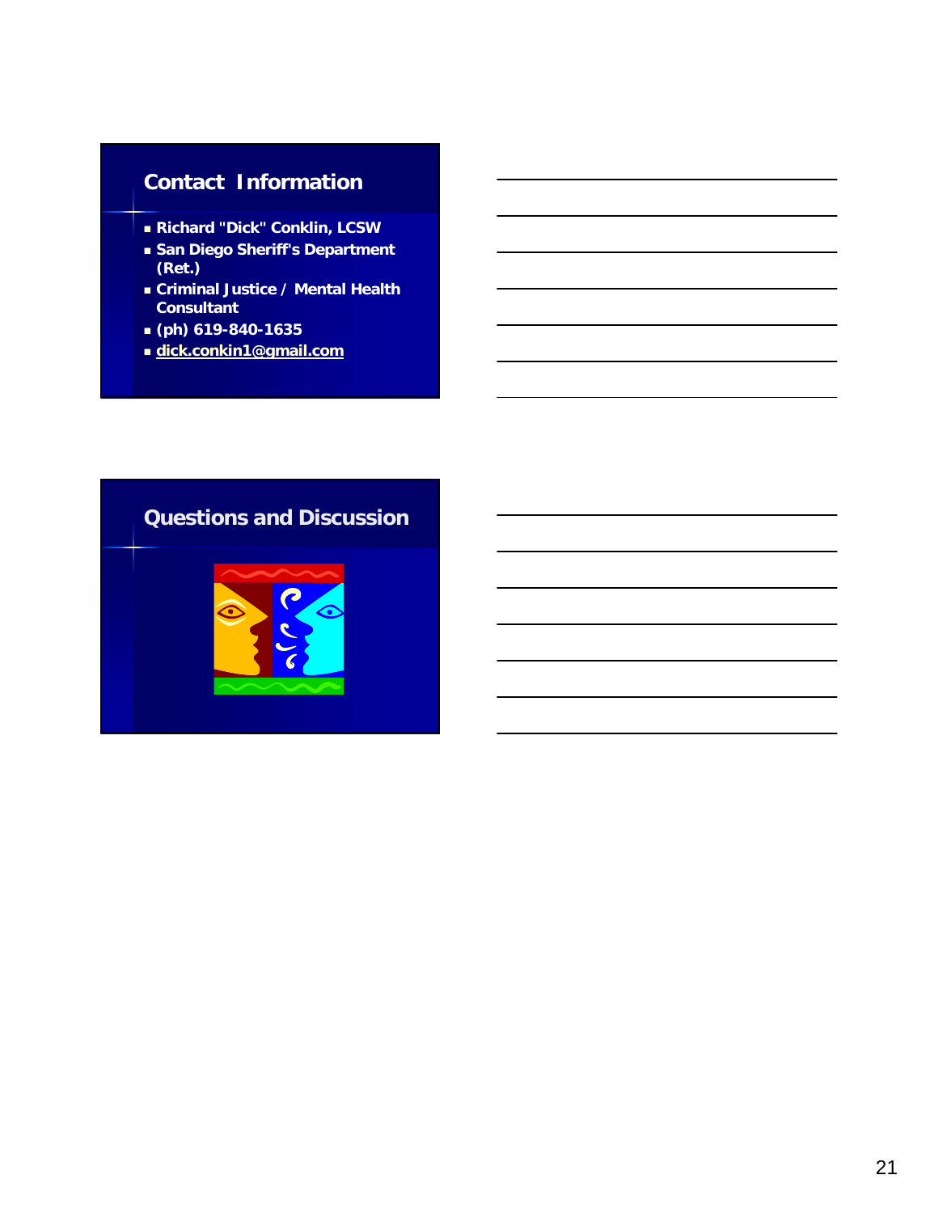## Contact Information

- Richard "Dick" Conklin, LCSW
- San Diego Sheriff's Department (Ret.)
- Criminal Justice / Mental Health Consultant
- (ph) 619-840-1635
- dick.conkin1@gmail.com

## Questions and Discussion